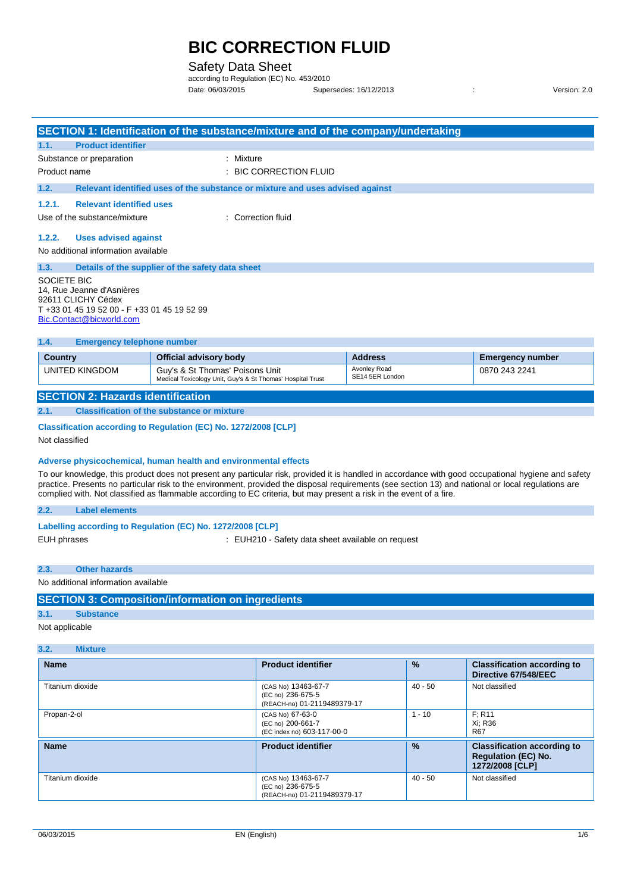# BIC CORRECTION FLUID

## Safety Data Sheet

according to Regulation (EC) No. 453/2010

Date: 06/03/2015 Supersedes: 16/12/2013 : Version: 2.0

## SECTION 1: Identification of the substance/mixture and of the company/undertaking

### 1.1. Product identifier

Substance or preparation : Mixture

Product name : BIC CORRECTION FLUID

### 1.2. Relevant identified uses of the substance or mixture and uses advised against

#### 1.2.1. Relevant identified uses

Use of the substance/mixture : Correction fluid

#### 1.2.2. Uses advised against

No additional information available

### 1.3. Details of the supplier of the safety data sheet

SOCIETE BIC
14, Rue Jeanne d'Asnières
92611 CLICHY Cédex
T +33 01 45 19 52 00 - F +33 01 45 19 52 99
Bic.Contact@bicworld.com

### 1.4. Emergency telephone number

| Country | Official advisory body | Address | Emergency number |
|---|---|---|---|
| UNITED KINGDOM | Guy's & St Thomas' Poisons Unit<br>Medical Toxicology Unit, Guy's & St Thomas' Hospital Trust | Avonley Road<br>SE14 5ER London | 0870 243 2241 |

## SECTION 2: Hazards identification

### 2.1. Classification of the substance or mixture

**Classification according to Regulation (EC) No. 1272/2008 [CLP]**

Not classified

**Adverse physicochemical, human health and environmental effects**

To our knowledge, this product does not present any particular risk, provided it is handled in accordance with good occupational hygiene and safety practice. Presents no particular risk to the environment, provided the disposal requirements (see section 13) and national or local regulations are complied with. Not classified as flammable according to EC criteria, but may present a risk in the event of a fire.

### 2.2. Label elements

**Labelling according to Regulation (EC) No. 1272/2008 [CLP]**

EUH phrases : EUH210 - Safety data sheet available on request

### 2.3. Other hazards

No additional information available

## SECTION 3: Composition/information on ingredients

### 3.1. Substance

Not applicable

### 3.2. Mixture

| Name | Product identifier | % | Classification according to Directive 67/548/EEC |
|---|---|---|---|
| Titanium dioxide | (CAS No) 13463-67-7<br>(EC no) 236-675-5<br>(REACH-no) 01-2119489379-17 | 40 - 50 | Not classified |
| Propan-2-ol | (CAS No) 67-63-0<br>(EC no) 200-661-7<br>(EC index no) 603-117-00-0 | 1 - 10 | F; R11<br>Xi; R36<br>R67 |

| Name | Product identifier | % | Classification according to Regulation (EC) No. 1272/2008 [CLP] |
|---|---|---|---|
| Titanium dioxide | (CAS No) 13463-67-7<br>(EC no) 236-675-5<br>(REACH-no) 01-2119489379-17 | 40 - 50 | Not classified |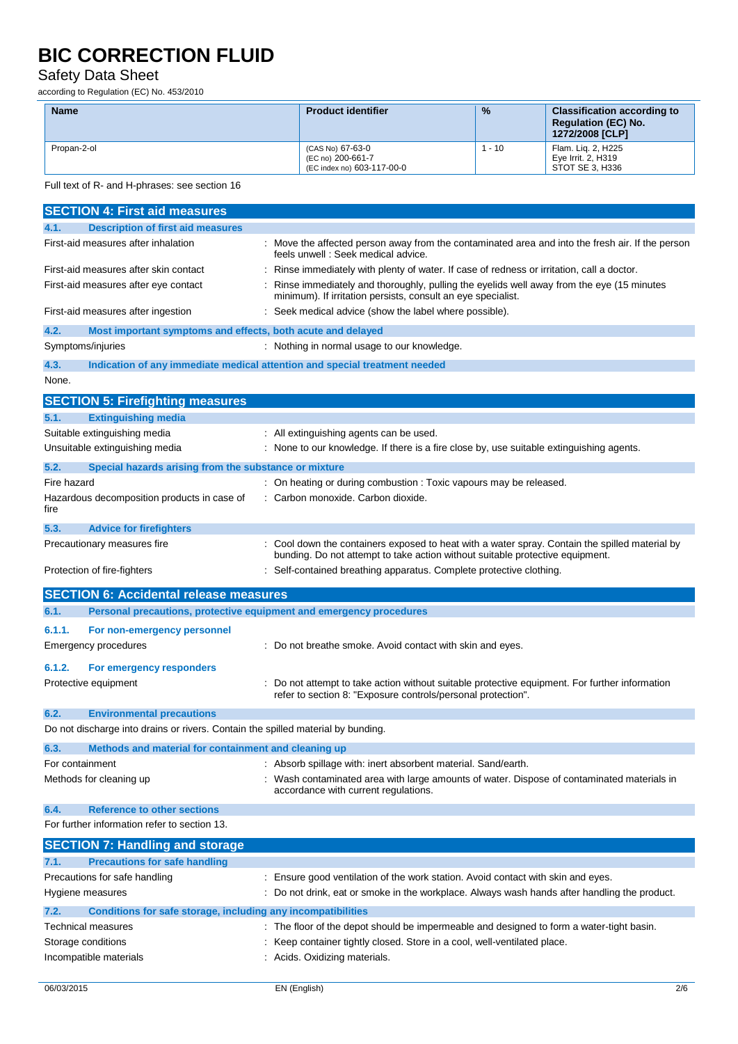# BIC CORRECTION FLUID

Safety Data Sheet

according to Regulation (EC) No. 453/2010

| Name | Product identifier | % | Classification according to Regulation (EC) No. 1272/2008 [CLP] |
|---|---|---|---|
| Propan-2-ol | (CAS No) 67-63-0<br>(EC no) 200-661-7<br>(EC index no) 603-117-00-0 | 1 - 10 | Flam. Liq. 2, H225<br>Eye Irrit. 2, H319<br>STOT SE 3, H336 |

Full text of R- and H-phrases: see section 16

## SECTION 4: First aid measures

### 4.1. Description of first aid measures

First-aid measures after inhalation : Move the affected person away from the contaminated area and into the fresh air. If the person feels unwell : Seek medical advice.

First-aid measures after skin contact : Rinse immediately with plenty of water. If case of redness or irritation, call a doctor.

First-aid measures after eye contact : Rinse immediately and thoroughly, pulling the eyelids well away from the eye (15 minutes minimum). If irritation persists, consult an eye specialist.

First-aid measures after ingestion : Seek medical advice (show the label where possible).

### 4.2. Most important symptoms and effects, both acute and delayed

Symptoms/injuries : Nothing in normal usage to our knowledge.

### 4.3. Indication of any immediate medical attention and special treatment needed

None.

## SECTION 5: Firefighting measures

### 5.1. Extinguishing media

Suitable extinguishing media : All extinguishing agents can be used.

Unsuitable extinguishing media : None to our knowledge. If there is a fire close by, use suitable extinguishing agents.

### 5.2. Special hazards arising from the substance or mixture

Fire hazard : On heating or during combustion : Toxic vapours may be released.

Hazardous decomposition products in case of fire : Carbon monoxide. Carbon dioxide.

### 5.3. Advice for firefighters

Precautionary measures fire : Cool down the containers exposed to heat with a water spray. Contain the spilled material by bunding. Do not attempt to take action without suitable protective equipment.

Protection of fire-fighters : Self-contained breathing apparatus. Complete protective clothing.

## SECTION 6: Accidental release measures

### 6.1. Personal precautions, protective equipment and emergency procedures

#### 6.1.1. For non-emergency personnel

Emergency procedures : Do not breathe smoke. Avoid contact with skin and eyes.

#### 6.1.2. For emergency responders

Protective equipment : Do not attempt to take action without suitable protective equipment. For further information refer to section 8: "Exposure controls/personal protection".

### 6.2. Environmental precautions

Do not discharge into drains or rivers. Contain the spilled material by bunding.

### 6.3. Methods and material for containment and cleaning up

For containment : Absorb spillage with: inert absorbent material. Sand/earth.

Methods for cleaning up : Wash contaminated area with large amounts of water. Dispose of contaminated materials in accordance with current regulations.

### 6.4. Reference to other sections

For further information refer to section 13.

## SECTION 7: Handling and storage

### 7.1. Precautions for safe handling

Precautions for safe handling : Ensure good ventilation of the work station. Avoid contact with skin and eyes.

Hygiene measures : Do not drink, eat or smoke in the workplace. Always wash hands after handling the product.

### 7.2. Conditions for safe storage, including any incompatibilities

Technical measures : The floor of the depot should be impermeable and designed to form a water-tight basin.

Storage conditions : Keep container tightly closed. Store in a cool, well-ventilated place.

Incompatible materials : Acids. Oxidizing materials.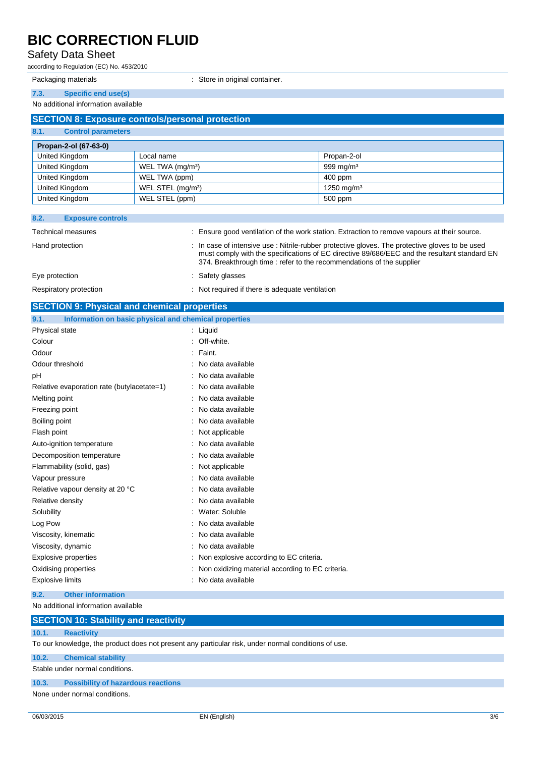Packaging materials : Store in original container.

### 7.3. Specific end use(s)

No additional information available

## SECTION 8: Exposure controls/personal protection

### 8.1. Control parameters

| Propan-2-ol (67-63-0) | | |
|---|---|---|
| United Kingdom | Local name | Propan-2-ol |
| United Kingdom | WEL TWA ($mg/m^3$) | 999 $mg/m^3$ |
| United Kingdom | WEL TWA (ppm) | 400 ppm |
| United Kingdom | WEL STEL ($mg/m^3$) | 1250 $mg/m^3$ |
| United Kingdom | WEL STEL (ppm) | 500 ppm |

### 8.2. Exposure controls

Technical measures : Ensure good ventilation of the work station. Extraction to remove vapours at their source.

Hand protection : In case of intensive use : Nitrile-rubber protective gloves. The protective gloves to be used must comply with the specifications of EC directive 89/686/EEC and the resultant standard EN 374. Breakthrough time : refer to the recommendations of the supplier

Eye protection : Safety glasses

Respiratory protection : Not required if there is adequate ventilation

## SECTION 9: Physical and chemical properties

### 9.1. Information on basic physical and chemical properties

Physical state : Liquid

Colour : Off-white.

Odour : Faint.

Odour threshold : No data available

pH : No data available

Relative evaporation rate (butylacetate=1) : No data available

Melting point : No data available

Freezing point : No data available

Boiling point : No data available

Flash point : Not applicable

Auto-ignition temperature : No data available

Decomposition temperature : No data available

Flammability (solid, gas) : Not applicable

Vapour pressure : No data available

Relative vapour density at 20 °C : No data available

Relative density : No data available

Solubility : Water: Soluble

Log Pow : No data available

Viscosity, kinematic : No data available

Viscosity, dynamic : No data available

Explosive properties : Non explosive according to EC criteria.

Oxidising properties : Non oxidizing material according to EC criteria.

Explosive limits : No data available

### 9.2. Other information

No additional information available

## SECTION 10: Stability and reactivity

### 10.1. Reactivity

To our knowledge, the product does not present any particular risk, under normal conditions of use.

### 10.2. Chemical stability

Stable under normal conditions.

### 10.3. Possibility of hazardous reactions

None under normal conditions.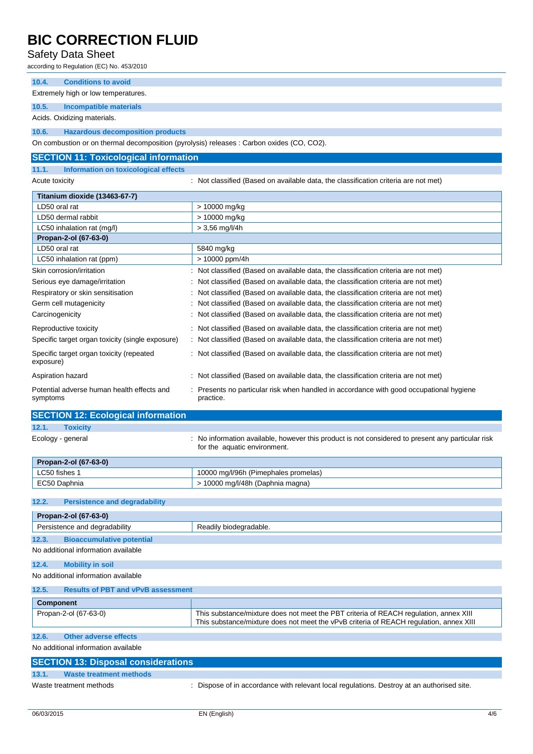### 10.4. Conditions to avoid

Extremely high or low temperatures.

### 10.5. Incompatible materials

Acids. Oxidizing materials.

### 10.6. Hazardous decomposition products

On combustion or on thermal decomposition (pyrolysis) releases : Carbon oxides (CO, $CO_2$).

## SECTION 11: Toxicological information

### 11.1. Information on toxicological effects

Acute toxicity : Not classified (Based on available data, the classification criteria are not met)

| Titanium dioxide (13463-67-7) | |
|---|---|
| LD50 oral rat | > 10000 mg/kg |
| LD50 dermal rabbit | > 10000 mg/kg |
| LC50 inhalation rat (mg/l) | > 3,56 mg/l/4h |
| **Propan-2-ol (67-63-0)** | |
| LD50 oral rat | 5840 mg/kg |
| LC50 inhalation rat (ppm) | > 10000 ppm/4h |

Skin corrosion/irritation : Not classified (Based on available data, the classification criteria are not met)

Serious eye damage/irritation : Not classified (Based on available data, the classification criteria are not met)

Respiratory or skin sensitisation : Not classified (Based on available data, the classification criteria are not met)

Germ cell mutagenicity : Not classified (Based on available data, the classification criteria are not met)

Carcinogenicity : Not classified (Based on available data, the classification criteria are not met)

Reproductive toxicity : Not classified (Based on available data, the classification criteria are not met)

Specific target organ toxicity (single exposure) : Not classified (Based on available data, the classification criteria are not met)

Specific target organ toxicity (repeated exposure) : Not classified (Based on available data, the classification criteria are not met)

Aspiration hazard : Not classified (Based on available data, the classification criteria are not met)

Potential adverse human health effects and symptoms : Presents no particular risk when handled in accordance with good occupational hygiene practice.

## SECTION 12: Ecological information

### 12.1. Toxicity

Ecology - general : No information available, however this product is not considered to present any particular risk for the aquatic environment.

| Propan-2-ol (67-63-0) | |
|---|---|
| LC50 fishes 1 | 10000 mg/l/96h (Pimephales promelas) |
| EC50 Daphnia | > 10000 mg/l/48h (Daphnia magna) |

### 12.2. Persistence and degradability

| Propan-2-ol (67-63-0) | |
|---|---|
| Persistence and degradability | Readily biodegradable. |

### 12.3. Bioaccumulative potential

No additional information available

### 12.4. Mobility in soil

No additional information available

### 12.5. Results of PBT and vPvB assessment

| Component | |
|---|---|
| Propan-2-ol (67-63-0) | This substance/mixture does not meet the PBT criteria of REACH regulation, annex XIII<br>This substance/mixture does not meet the vPvB criteria of REACH regulation, annex XIII |

### 12.6. Other adverse effects

No additional information available

## SECTION 13: Disposal considerations

### 13.1. Waste treatment methods

Waste treatment methods : Dispose of in accordance with relevant local regulations. Destroy at an authorised site.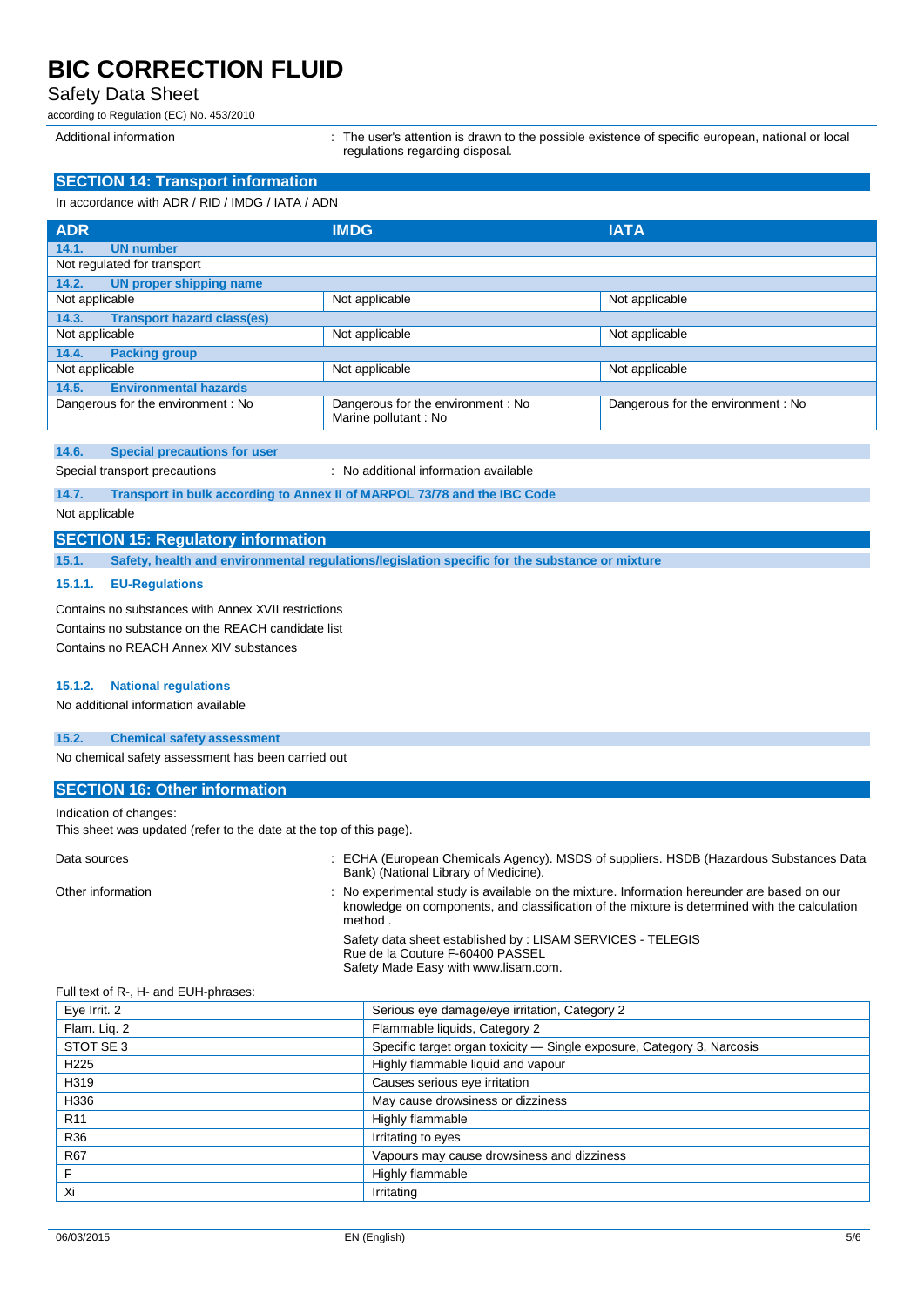Additional information : The user's attention is drawn to the possible existence of specific european, national or local regulations regarding disposal.

## SECTION 14: Transport information

In accordance with ADR / RID / IMDG / IATA / ADN

| ADR | IMDG | IATA |
|---|---|---|
| **14.1. UN number** | | |
| Not regulated for transport | | |
| **14.2. UN proper shipping name** | | |
| Not applicable | Not applicable | Not applicable |
| **14.3. Transport hazard class(es)** | | |
| Not applicable | Not applicable | Not applicable |
| **14.4. Packing group** | | |
| Not applicable | Not applicable | Not applicable |
| **14.5. Environmental hazards** | | |
| Dangerous for the environment : No | Dangerous for the environment : No<br>Marine pollutant : No | Dangerous for the environment : No |

### 14.6. Special precautions for user

Special transport precautions : No additional information available

### 14.7. Transport in bulk according to Annex II of MARPOL 73/78 and the IBC Code

Not applicable

## SECTION 15: Regulatory information

### 15.1. Safety, health and environmental regulations/legislation specific for the substance or mixture

#### 15.1.1. EU-Regulations

Contains no substances with Annex XVII restrictions

Contains no substance on the REACH candidate list

Contains no REACH Annex XIV substances

#### 15.1.2. National regulations

No additional information available

### 15.2. Chemical safety assessment

No chemical safety assessment has been carried out

## SECTION 16: Other information

Indication of changes:

This sheet was updated (refer to the date at the top of this page).

Data sources : ECHA (European Chemicals Agency). MSDS of suppliers. HSDB (Hazardous Substances Data Bank) (National Library of Medicine).

Other information : No experimental study is available on the mixture. Information hereunder are based on our knowledge on components, and classification of the mixture is determined with the calculation method .

Safety data sheet established by : LISAM SERVICES - TELEGIS
Rue de la Couture F-60400 PASSEL
Safety Made Easy with www.lisam.com.

Full text of R-, H- and EUH-phrases:

| | |
|---|---|
| Eye Irrit. 2 | Serious eye damage/eye irritation, Category 2 |
| Flam. Liq. 2 | Flammable liquids, Category 2 |
| STOT SE 3 | Specific target organ toxicity — Single exposure, Category 3, Narcosis |
| H225 | Highly flammable liquid and vapour |
| H319 | Causes serious eye irritation |
| H336 | May cause drowsiness or dizziness |
| R11 | Highly flammable |
| R36 | Irritating to eyes |
| R67 | Vapours may cause drowsiness and dizziness |
| F | Highly flammable |
| Xi | Irritating |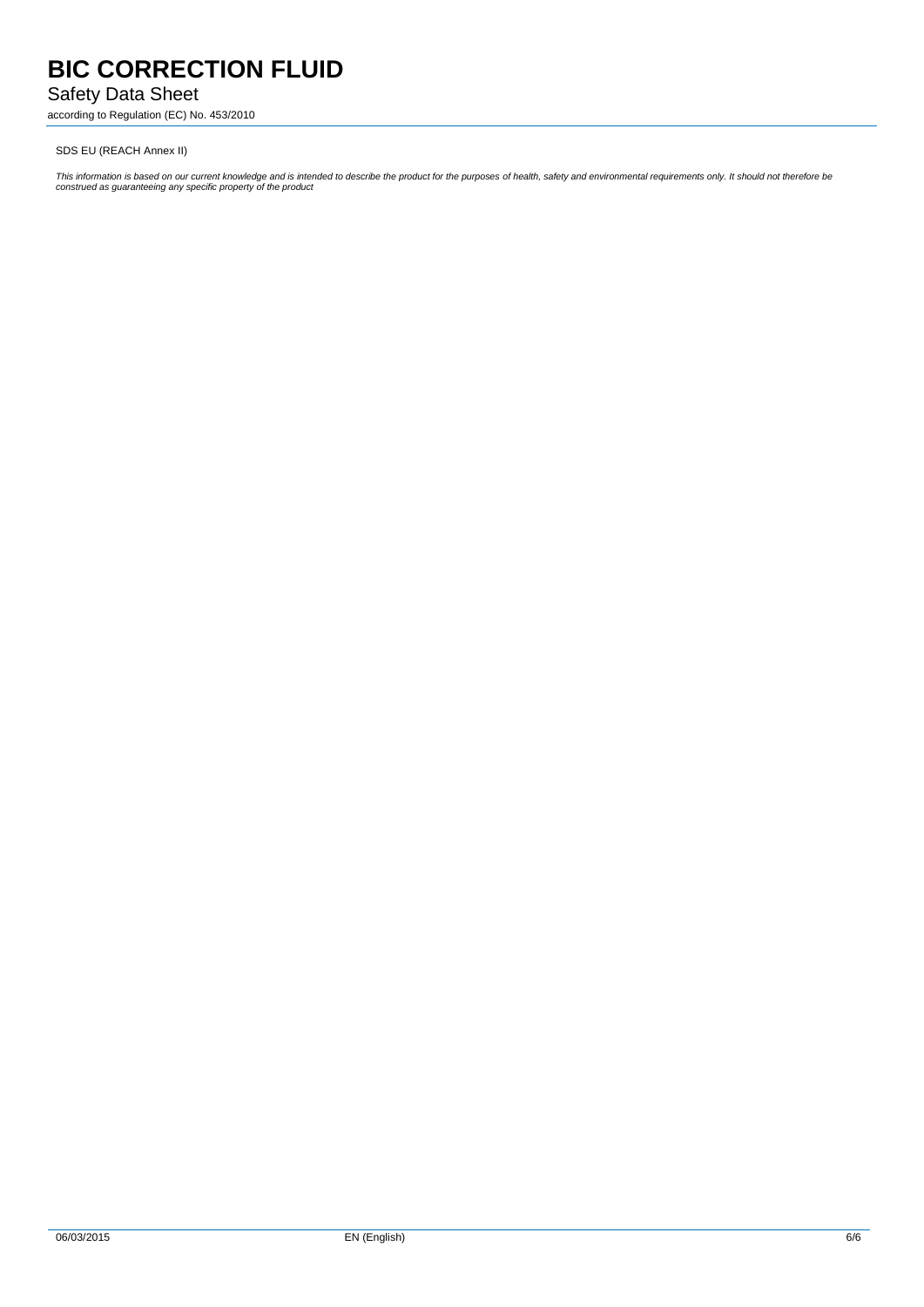SDS EU (REACH Annex II)

*This information is based on our current knowledge and is intended to describe the product for the purposes of health, safety and environmental requirements only. It should not therefore be construed as guaranteeing any specific property of the product*